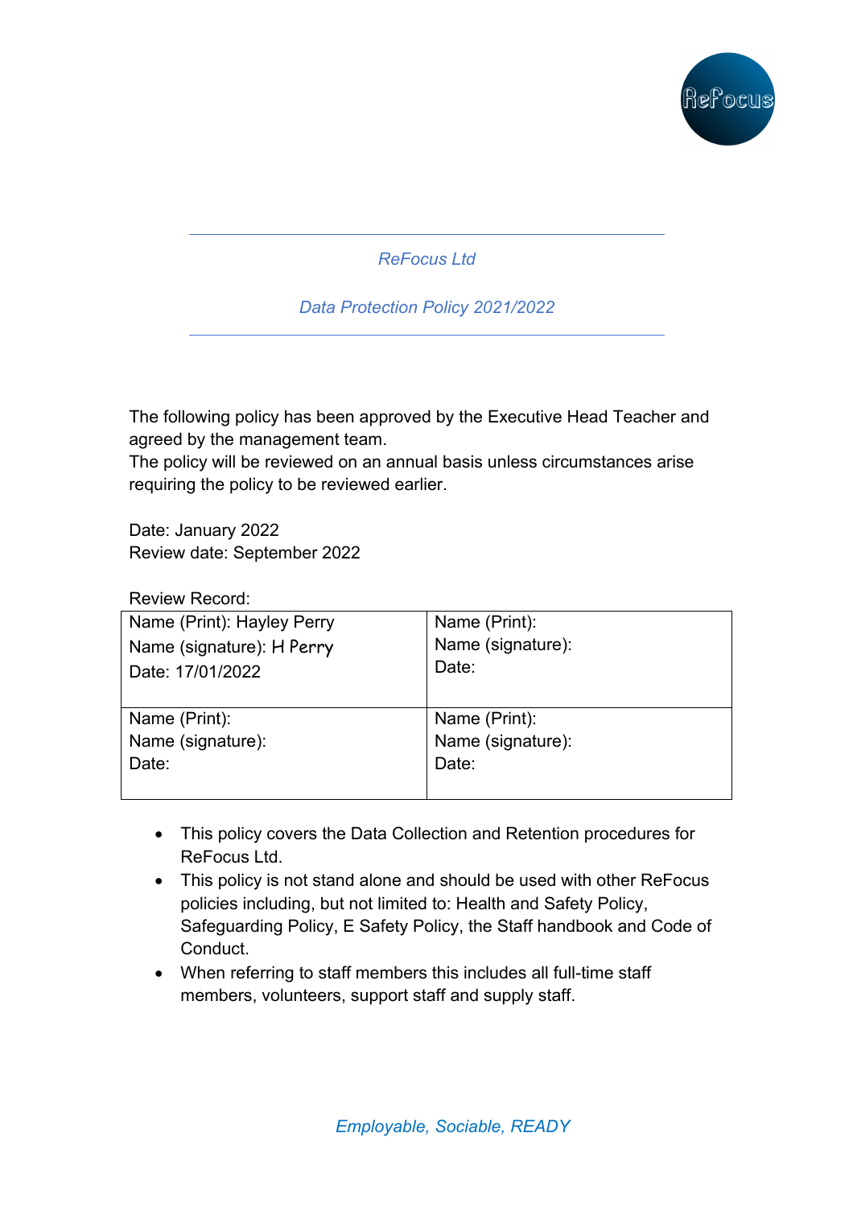*ReFocus Ltd*

*Data Protection Policy 2021/2022*

The following policy has been approved by the Executive Head Teacher and agreed by the management team.
The policy will be reviewed on an annual basis unless circumstances arise requiring the policy to be reviewed earlier.

Date: January 2022
Review date: September 2022

Review Record:

| | |
|---|---|
| Name (Print): Hayley Perry<br>Name (signature): H Perry<br>Date: 17/01/2022 | Name (Print):<br>Name (signature):<br>Date: |
| Name (Print):<br>Name (signature):<br>Date: | Name (Print):<br>Name (signature):<br>Date: |

- This policy covers the Data Collection and Retention procedures for ReFocus Ltd.
- This policy is not stand alone and should be used with other ReFocus policies including, but not limited to: Health and Safety Policy, Safeguarding Policy, E Safety Policy, the Staff handbook and Code of Conduct.
- When referring to staff members this includes all full-time staff members, volunteers, support staff and supply staff.

*Employable, Sociable, READY*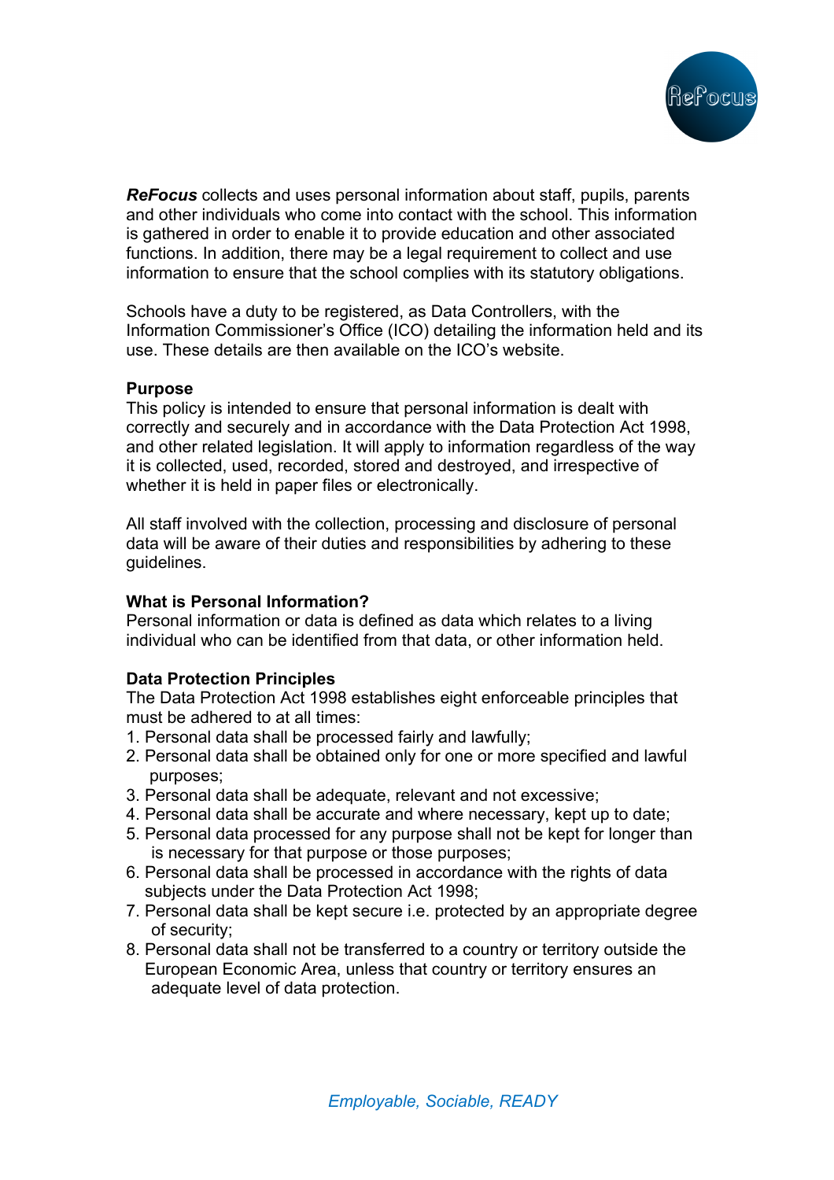***ReFocus*** collects and uses personal information about staff, pupils, parents and other individuals who come into contact with the school. This information is gathered in order to enable it to provide education and other associated functions. In addition, there may be a legal requirement to collect and use information to ensure that the school complies with its statutory obligations.

Schools have a duty to be registered, as Data Controllers, with the Information Commissioner's Office (ICO) detailing the information held and its use. These details are then available on the ICO's website.

**Purpose**

This policy is intended to ensure that personal information is dealt with correctly and securely and in accordance with the Data Protection Act 1998, and other related legislation. It will apply to information regardless of the way it is collected, used, recorded, stored and destroyed, and irrespective of whether it is held in paper files or electronically.

All staff involved with the collection, processing and disclosure of personal data will be aware of their duties and responsibilities by adhering to these guidelines.

**What is Personal Information?**

Personal information or data is defined as data which relates to a living individual who can be identified from that data, or other information held.

**Data Protection Principles**

The Data Protection Act 1998 establishes eight enforceable principles that must be adhered to at all times:

1. Personal data shall be processed fairly and lawfully;
2. Personal data shall be obtained only for one or more specified and lawful purposes;
3. Personal data shall be adequate, relevant and not excessive;
4. Personal data shall be accurate and where necessary, kept up to date;
5. Personal data processed for any purpose shall not be kept for longer than is necessary for that purpose or those purposes;
6. Personal data shall be processed in accordance with the rights of data subjects under the Data Protection Act 1998;
7. Personal data shall be kept secure i.e. protected by an appropriate degree of security;
8. Personal data shall not be transferred to a country or territory outside the European Economic Area, unless that country or territory ensures an adequate level of data protection.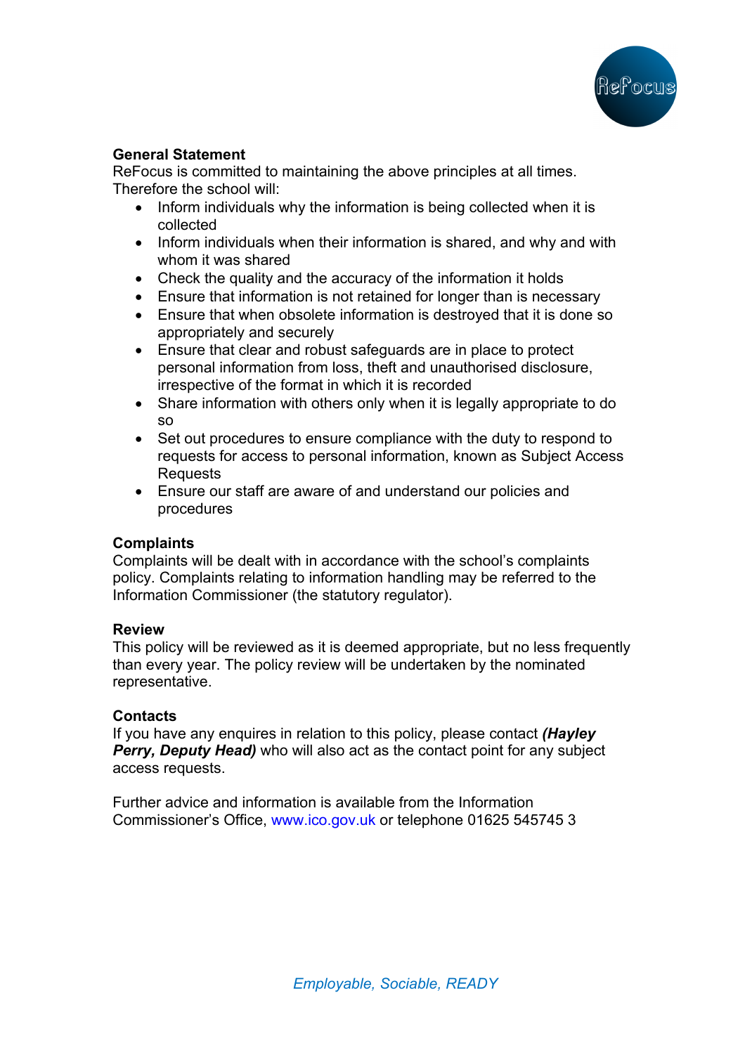**General Statement**

ReFocus is committed to maintaining the above principles at all times. Therefore the school will:

- Inform individuals why the information is being collected when it is collected
- Inform individuals when their information is shared, and why and with whom it was shared
- Check the quality and the accuracy of the information it holds
- Ensure that information is not retained for longer than is necessary
- Ensure that when obsolete information is destroyed that it is done so appropriately and securely
- Ensure that clear and robust safeguards are in place to protect personal information from loss, theft and unauthorised disclosure, irrespective of the format in which it is recorded
- Share information with others only when it is legally appropriate to do so
- Set out procedures to ensure compliance with the duty to respond to requests for access to personal information, known as Subject Access Requests
- Ensure our staff are aware of and understand our policies and procedures

**Complaints**

Complaints will be dealt with in accordance with the school's complaints policy. Complaints relating to information handling may be referred to the Information Commissioner (the statutory regulator).

**Review**

This policy will be reviewed as it is deemed appropriate, but no less frequently than every year. The policy review will be undertaken by the nominated representative.

**Contacts**

If you have any enquires in relation to this policy, please contact ***(Hayley Perry, Deputy Head)*** who will also act as the contact point for any subject access requests.

Further advice and information is available from the Information Commissioner's Office, www.ico.gov.uk or telephone 01625 545745

*Employable, Sociable, READY*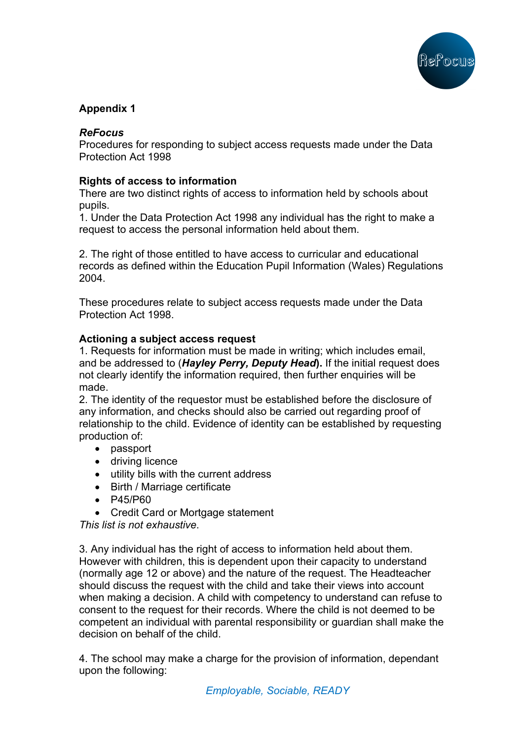**Appendix 1**

***ReFocus***
Procedures for responding to subject access requests made under the Data Protection Act 1998

**Rights of access to information**
There are two distinct rights of access to information held by schools about pupils.
1. Under the Data Protection Act 1998 any individual has the right to make a request to access the personal information held about them.

2. The right of those entitled to have access to curricular and educational records as defined within the Education Pupil Information (Wales) Regulations 2004.

These procedures relate to subject access requests made under the Data Protection Act 1998.

**Actioning a subject access request**
1. Requests for information must be made in writing; which includes email, and be addressed to (***Hayley Perry, Deputy Head*****).** If the initial request does not clearly identify the information required, then further enquiries will be made.
2. The identity of the requestor must be established before the disclosure of any information, and checks should also be carried out regarding proof of relationship to the child. Evidence of identity can be established by requesting production of:

- passport
- driving licence
- utility bills with the current address
- Birth / Marriage certificate
- P45/P60
- Credit Card or Mortgage statement

*This list is not exhaustive*.

3. Any individual has the right of access to information held about them. However with children, this is dependent upon their capacity to understand (normally age 12 or above) and the nature of the request. The Headteacher should discuss the request with the child and take their views into account when making a decision. A child with competency to understand can refuse to consent to the request for their records. Where the child is not deemed to be competent an individual with parental responsibility or guardian shall make the decision on behalf of the child.

4. The school may make a charge for the provision of information, dependant upon the following: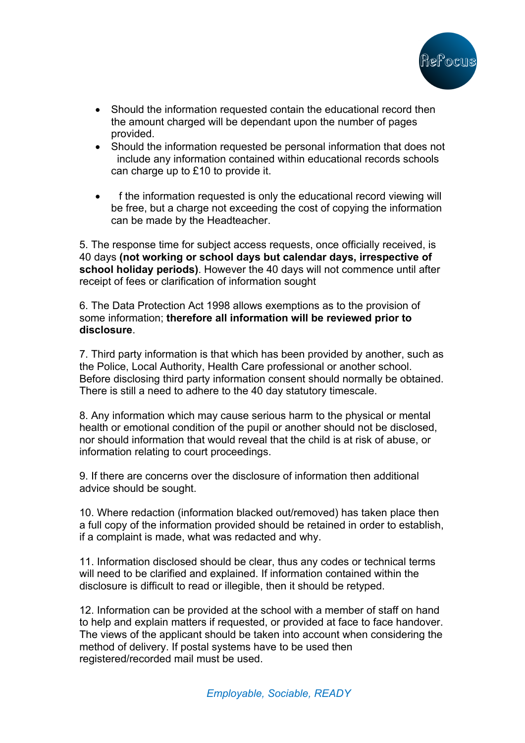- Should the information requested contain the educational record then the amount charged will be dependant upon the number of pages provided.
- Should the information requested be personal information that does not include any information contained within educational records schools can charge up to £10 to provide it.
- f the information requested is only the educational record viewing will be free, but a charge not exceeding the cost of copying the information can be made by the Headteacher.

5. The response time for subject access requests, once officially received, is 40 days **(not working or school days but calendar days, irrespective of school holiday periods)**. However the 40 days will not commence until after receipt of fees or clarification of information sought

6. The Data Protection Act 1998 allows exemptions as to the provision of some information; **therefore all information will be reviewed prior to disclosure**.

7. Third party information is that which has been provided by another, such as the Police, Local Authority, Health Care professional or another school. Before disclosing third party information consent should normally be obtained. There is still a need to adhere to the 40 day statutory timescale.

8. Any information which may cause serious harm to the physical or mental health or emotional condition of the pupil or another should not be disclosed, nor should information that would reveal that the child is at risk of abuse, or information relating to court proceedings.

9. If there are concerns over the disclosure of information then additional advice should be sought.

10. Where redaction (information blacked out/removed) has taken place then a full copy of the information provided should be retained in order to establish, if a complaint is made, what was redacted and why.

11. Information disclosed should be clear, thus any codes or technical terms will need to be clarified and explained. If information contained within the disclosure is difficult to read or illegible, then it should be retyped.

12. Information can be provided at the school with a member of staff on hand to help and explain matters if requested, or provided at face to face handover. The views of the applicant should be taken into account when considering the method of delivery. If postal systems have to be used then registered/recorded mail must be used.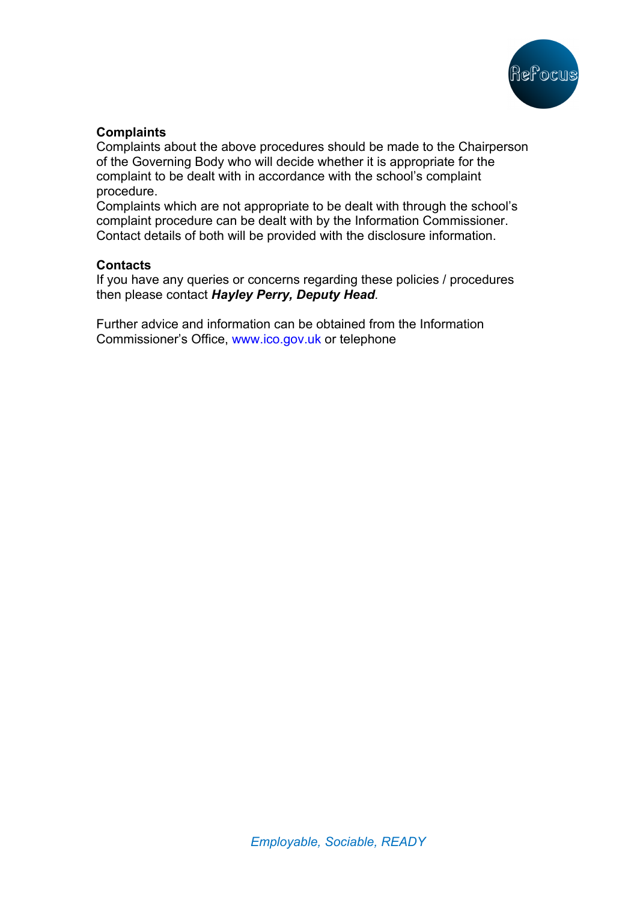**Complaints**
Complaints about the above procedures should be made to the Chairperson of the Governing Body who will decide whether it is appropriate for the complaint to be dealt with in accordance with the school's complaint procedure.
Complaints which are not appropriate to be dealt with through the school's complaint procedure can be dealt with by the Information Commissioner. Contact details of both will be provided with the disclosure information.

**Contacts**
If you have any queries or concerns regarding these policies / procedures then please contact ***Hayley Perry, Deputy Head****.*

Further advice and information can be obtained from the Information Commissioner's Office, www.ico.gov.uk or telephone